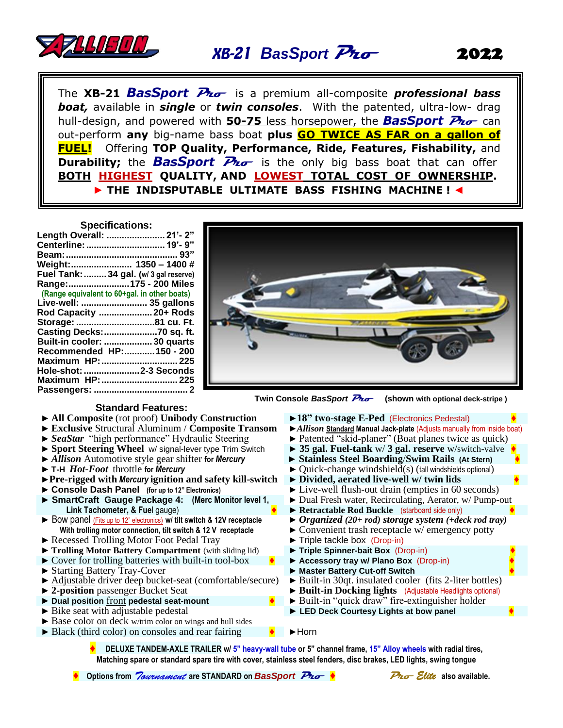# ALLISON XB-21 *BasSport Pro* 2022

The **XB-21** ***BasSport Pro*** is a premium all-composite ***professional bass boat,*** available in ***single*** or ***twin consoles***. With the patented, ultra-low- drag hull-design, and powered with **50-75** less horsepower, the ***BasSport Pro*** can out-perform **any** big-name bass boat **plus GO TWICE AS FAR on a gallon of FUEL!** Offering **TOP Quality, Performance, Ride, Features, Fishability,** and **Durability;** the ***BasSport Pro*** is the only big bass boat that can offer **BOTH HIGHEST QUALITY, AND LOWEST TOTAL COST OF OWNERSHIP.**

**► THE INDISPUTABLE ULTIMATE BASS FISHING MACHINE ! ◄**

## Specifications:

| | |
|---|---|
| Length Overall: | 21'- 2" |
| Centerline: | 19'- 9" |
| Beam: | 93" |
| Weight: | 1350 – 1400 # |
| Fuel Tank: | 34 gal. (w/ 3 gal reserve) |
| Range: | 175 - 200 Miles |
| (Range equivalent to 60+gal. in other boats) | |
| Live-well: | 35 gallons |
| Rod Capacity | 20+ Rods |
| Storage: | 81 cu. Ft. |
| Casting Decks: | 70 sq. ft. |
| Built-in cooler: | 30 quarts |
| Recommended HP: | 150 - 200 |
| Maximum HP: | 225 |
| Hole-shot: | 2-3 Seconds |
| Maximum HP: | 225 |
| Passengers: | 2 |

Twin Console *BasSport Pro* (shown with optional deck-stripe )

## Standard Features:

- ► **All Composite** (rot proof) **Unibody Construction**
- ► **Exclusive** Structural Aluminum / **Composite Transom**
- ► ***SeaStar*** "high performance" Hydraulic Steering
- ► **Sport Steering Wheel** w/ signal-lever type Trim Switch
- ► ***Allison*** Automotive style gear shifter **for *Mercury***
- ► **T-H *Hot-Foot*** throttle **for *Mercury***
- ► **Pre-rigged with *Mercury* ignition and safety kill-switch**
- ► **Console Dash Panel** (for up to 12" Electronics)
- ► **SmartCraft Gauge Package 4: (Merc Monitor level 1, Link Tachometer, & Fuel gauge)** ♦
- ► Bow panel (Fits up to 12" electronics) **w/ tilt switch & 12V receptacle With trolling motor connection, tilt switch & 12 V receptacle**
- ► Recessed Trolling Motor Foot Pedal Tray
- ► **Trolling Motor Battery Compartment** (with sliding lid)
- ► Cover for trolling batteries with built-in tool-box ♦
- ► Starting Battery Tray-Cover
- ► Adjustable driver deep bucket-seat (comfortable/secure)
- ► **2-position** passenger Bucket Seat
- ► **Dual position front pedestal seat-mount** ♦
- ► Bike seat with adjustable pedestal
- ► Base color on deck w/trim color on wings and hull sides
- ► Black (third color) on consoles and rear fairing ♦
- ► **18" two-stage E-Ped** (Electronics Pedestal) ♦
- ► ***Allison* Standard Manual Jack-plate** (Adjusts manually from inside boat)
- ► Patented "skid-planer" (Boat planes twice as quick)
- ► **35 gal. Fuel-tank** w/ **3 gal. reserve** w/switch-valve ♦
- ► **Stainless Steel Boarding/Swim Rails** (At Stern) ♦
- ► Quick-change windshield(s) (tall windshields optional)
- ► **Divided, aerated live-well w/ twin lids** ♦
- ► Live-well flush-out drain (empties in 60 seconds)
- ► Dual Fresh water, Recirculating, Aerator, w/ Pump-out
- ► **Retractable Rod Buckle** (starboard side only) ♦
- ► ***Organized (20+ rod) storage system (+deck rod tray)***
- ► Convenient trash receptacle w/ emergency potty
- ► Triple tackle box (Drop-in)
- ► **Triple Spinner-bait Box** (Drop-in) ♦
- ► **Accessory tray w/ Plano Box** (Drop-in) ♦
- ► **Master Battery Cut-off Switch** ♦
- ► Built-in 30qt. insulated cooler (fits 2-liter bottles)
- ► **Built-in Docking lights** (Adjustable Headlights optional)
- ► Built-in "quick draw" fire-extinguisher holder
- ► **LED Deck Courtesy Lights at bow panel** ♦
- ► Horn

♦ **DELUXE TANDEM-AXLE TRAILER w/ 5" heavy-wall tube or 5" channel frame, 15" Alloy wheels with radial tires, Matching spare or standard spare tire with cover, stainless steel fenders, disc brakes, LED lights, swing tongue**

♦ **Options from *Tournament* are STANDARD on *BasSport Pro*** ♦

***Pro Elite*** **also available.**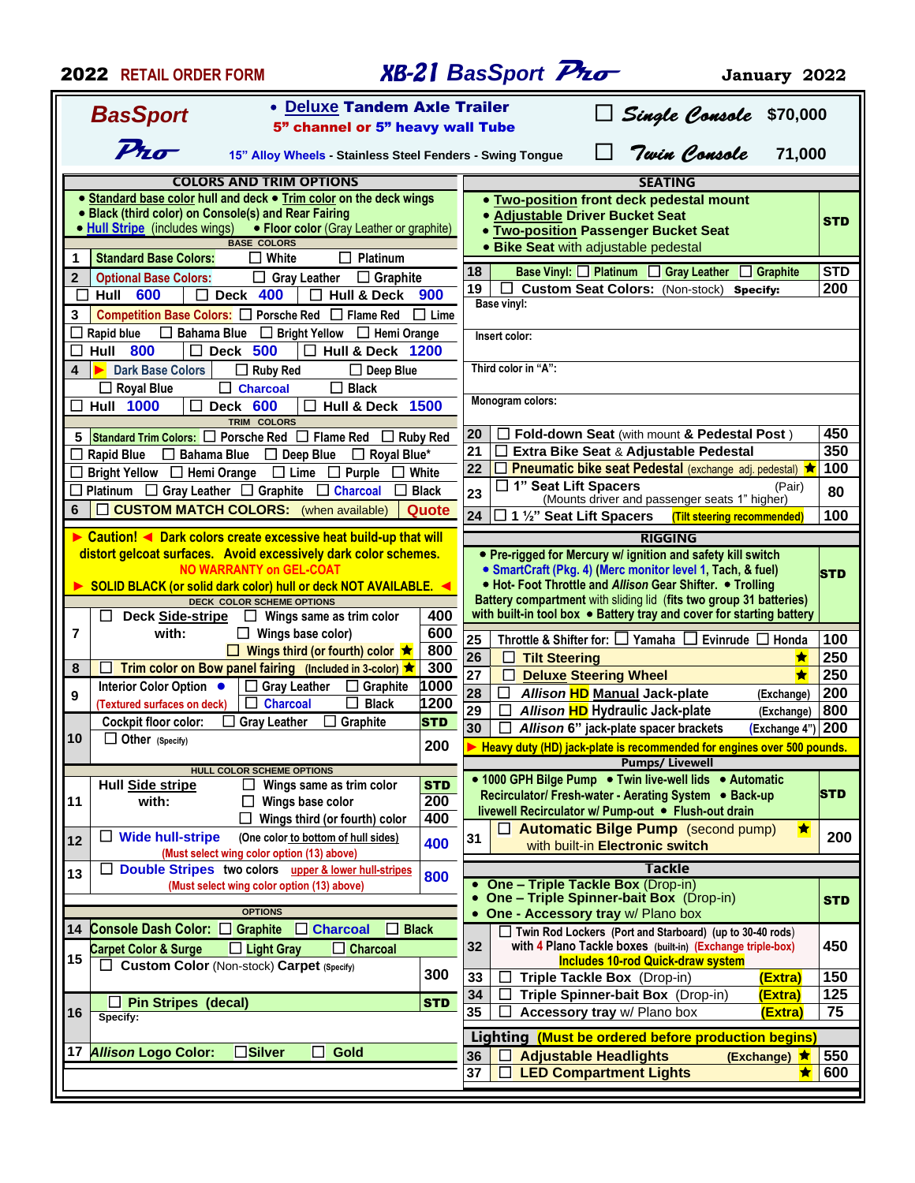**2022 RETAIL ORDER FORM** — ***XB-21 BasSport Pro*** — **January 2022**

## BasSport Pro

- **Deluxe Tandem Axle Trailer**
- 5" channel or 5" heavy wall Tube
- 15" Alloy Wheels - Stainless Steel Fenders - Swing Tongue

| Model | Price |
|---|---|
| ☐ *Single Console* | $70,000 |
| ☐ *Twin Console* | 71,000 |

## COLORS AND TRIM OPTIONS

- Standard base color hull and deck • Trim color on the deck wings
- Black (third color) on Console(s) and Rear Fairing
- Hull Stripe (includes wings) • Floor color (Gray Leather or graphite)

| # | BASE COLORS | | | |
|---|---|---|---|---|
| 1 | Standard Base Colors: | ☐ White | ☐ Platinum | |
| 2 | Optional Base Colors: | ☐ Gray Leather | ☐ Graphite | |
| | ☐ Hull 600 | ☐ Deck 400 | ☐ Hull & Deck 900 | |
| 3 | Competition Base Colors: ☐ Porsche Red | ☐ Flame Red | ☐ Lime | |
| | ☐ Rapid blue | ☐ Bahama Blue | ☐ Bright Yellow | ☐ Hemi Orange |
| | ☐ Hull 800 | ☐ Deck 500 | ☐ Hull & Deck 1200 | |
| 4 | ► Dark Base Colors | ☐ Ruby Red | ☐ Deep Blue | |
| | ☐ Royal Blue | ☐ Charcoal | ☐ Black | |
| | ☐ Hull 1000 | ☐ Deck 600 | ☐ Hull & Deck 1500 | |

| # | TRIM COLORS | | | |
|---|---|---|---|---|
| 5 | Standard Trim Colors: ☐ Porsche Red | ☐ Flame Red | ☐ Ruby Red | |
| | ☐ Rapid Blue | ☐ Bahama Blue | ☐ Deep Blue | ☐ Royal Blue* |
| | ☐ Bright Yellow | ☐ Hemi Orange | ☐ Lime | ☐ Purple ☐ White |
| | ☐ Platinum | ☐ Gray Leather | ☐ Graphite | ☐ Charcoal ☐ Black |
| 6 | ☐ CUSTOM MATCH COLORS: (when available) | | | Quote |

► **Caution!** ◄ Dark colors create excessive heat build-up that will distort gelcoat surfaces. Avoid excessively dark color schemes.
**NO WARRANTY on GEL-COAT**
► **SOLID BLACK (or solid dark color) hull or deck NOT AVAILABLE.** ◄

| # | DECK COLOR SCHEME OPTIONS | | |
|---|---|---|---|
| 7 | ☐ Deck Side-stripe with: | ☐ Wings same as trim color | 400 |
| | | ☐ Wings base color) | 600 |
| | | ☐ Wings third (or fourth) color ★ | 800 |
| 8 | ☐ Trim color on Bow panel fairing (Included in 3-color) ★ | | 300 |
| 9 | Interior Color Option • (Textured surfaces on deck) | ☐ Gray Leather ☐ Graphite | 1000 |
| | | ☐ Charcoal ☐ Black | 1200 |
| 10 | Cockpit floor color: | ☐ Gray Leather ☐ Graphite | STD |
| | ☐ Other (Specify) | | 200 |

| # | HULL COLOR SCHEME OPTIONS | | |
|---|---|---|---|
| 11 | Hull Side stripe with: | ☐ Wings same as trim color | STD |
| | | ☐ Wings base color | 200 |
| | | ☐ Wings third (or fourth) color | 400 |
| 12 | ☐ Wide hull-stripe (One color to bottom of hull sides) (Must select wing color option (13) above) | | 400 |
| 13 | ☐ Double Stripes two colors upper & lower hull-stripes (Must select wing color option (13) above) | | 800 |

| # | OPTIONS | |
|---|---|---|
| 14 | Console Dash Color: ☐ Graphite ☐ Charcoal ☐ Black | |
| 15 | Carpet Color & Surge ☐ Light Gray ☐ Charcoal | |
| | ☐ Custom Color (Non-stock) Carpet (Specify) | 300 |
| 16 | ☐ Pin Stripes (decal) Specify: | STD |
| 17 | *Allison* Logo Color: ☐ Silver ☐ Gold | |

## SEATING

| # | Item | Price |
|---|---|---|
| | • Two-position front deck pedestal mount • Adjustable Driver Bucket Seat • Two-position Passenger Bucket Seat • Bike Seat with adjustable pedestal | STD |
| 18 | Base Vinyl: ☐ Platinum ☐ Gray Leather ☐ Graphite | STD |
| 19 | ☐ Custom Seat Colors: (Non-stock) Specify: | 200 |
| | Base vinyl: | |
| | Insert color: | |
| | Third color in "A": | |
| | Monogram colors: | |
| 20 | ☐ Fold-down Seat (with mount & Pedestal Post) | 450 |
| 21 | ☐ Extra Bike Seat & Adjustable Pedestal | 350 |
| 22 | ☐ Pneumatic bike seat Pedestal (exchange adj. pedestal) ★ | 100 |
| 23 | ☐ 1" Seat Lift Spacers (Pair) (Mounts driver and passenger seats 1" higher) | 80 |
| 24 | ☐ 1 ½" Seat Lift Spacers (Tilt steering recommended) | 100 |

## RIGGING

| # | Item | Price |
|---|---|---|
| | • Pre-rigged for Mercury w/ ignition and safety kill switch • SmartCraft (Pkg. 4) (Merc monitor level 1, Tach, & fuel) • Hot- Foot Throttle and *Allison* Gear Shifter. • Trolling Battery compartment with sliding lid (fits two group 31 batteries) with built-in tool box • Battery tray and cover for starting battery | STD |
| 25 | Throttle & Shifter for: ☐ Yamaha ☐ Evinrude ☐ Honda | 100 |
| 26 | ☐ Tilt Steering ★ | 250 |
| 27 | ☐ Deluxe Steering Wheel ★ | 250 |
| 28 | ☐ *Allison* HD Manual Jack-plate (Exchange) | 200 |
| 29 | ☐ *Allison* HD Hydraulic Jack-plate (Exchange) | 800 |
| 30 | ☐ *Allison* 6" jack-plate spacer brackets (Exchange 4") | 200 |

► Heavy duty (HD) jack-plate is recommended for engines over 500 pounds.

## Pumps/ Livewell

| # | Item | Price |
|---|---|---|
| | • 1000 GPH Bilge Pump • Twin live-well lids • Automatic Recirculator/ Fresh-water - Aerating System • Back-up livewell Recirculator w/ Pump-out • Flush-out drain | STD |
| 31 | ☐ Automatic Bilge Pump (second pump) ★ with built-in Electronic switch | 200 |

## Tackle

| # | Item | Price |
|---|---|---|
| | • One – Triple Tackle Box (Drop-in) • One – Triple Spinner-bait Box (Drop-in) • One - Accessory tray w/ Plano box | STD |
| 32 | ☐ Twin Rod Lockers (Port and Starboard) (up to 30-40 rods) with 4 Plano Tackle boxes (built-in) (Exchange triple-box) Includes 10-rod Quick-draw system | 450 |
| 33 | ☐ Triple Tackle Box (Drop-in) (Extra) | 150 |
| 34 | ☐ Triple Spinner-bait Box (Drop-in) (Extra) | 125 |
| 35 | ☐ Accessory tray w/ Plano box (Extra) | 75 |

## Lighting (Must be ordered before production begins)

| # | Item | Price |
|---|---|---|
| 36 | ☐ Adjustable Headlights (Exchange) ★ | 550 |
| 37 | ☐ LED Compartment Lights ★ | 600 |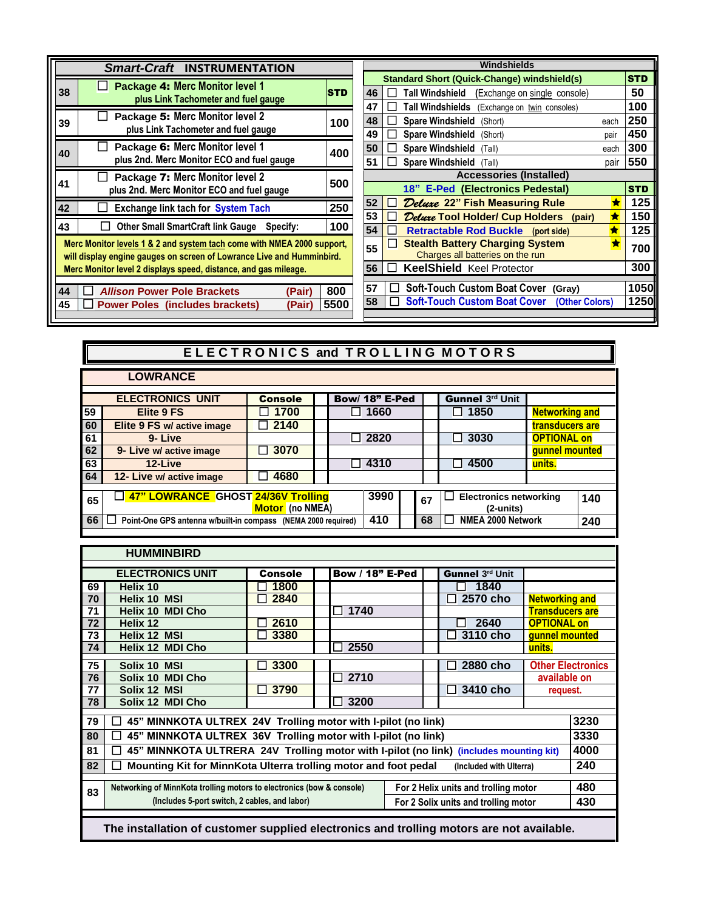## *Smart-Craft* INSTRUMENTATION

| # | Item | Price |
|---|---|---|
| 38 | ☐ Package **4:** Merc Monitor level 1 plus Link Tachometer and fuel gauge | **STD** |
| 39 | ☐ Package **5:** Merc Monitor level 2 plus Link Tachometer and fuel gauge | 100 |
| 40 | ☐ Package **6:** Merc Monitor level 1 plus 2nd. Merc Monitor ECO and fuel gauge | 400 |
| 41 | ☐ Package **7:** Merc Monitor level 2 plus 2nd. Merc Monitor ECO and fuel gauge | 500 |
| 42 | ☐ Exchange link tach for System Tach | 250 |
| 43 | ☐ Other Small SmartCraft link Gauge Specify: | 100 |

Merc Monitor levels 1 & 2 and system tach come with NMEA 2000 support, will display engine gauges on screen of Lowrance Live and Humminbird. Merc Monitor level 2 displays speed, distance, and gas mileage.

| # | Item | | Price |
|---|---|---|---|
| 44 | ☐ *Allison* Power Pole Brackets | (Pair) | 800 |
| 45 | ☐ Power Poles (includes brackets) | (Pair) | 5500 |

## Windshields

| # | Item | | Price |
|---|---|---|---|
| | Standard Short (Quick-Change) windshield(s) | | **STD** |
| 46 | ☐ Tall Windshield (Exchange on single console) | | 50 |
| 47 | ☐ Tall Windshields (Exchange on twin consoles) | | 100 |
| 48 | ☐ Spare Windshield (Short) | each | 250 |
| 49 | ☐ Spare Windshield (Short) | pair | 450 |
| 50 | ☐ Spare Windshield (Tall) | each | 300 |
| 51 | ☐ Spare Windshield (Tall) | pair | 550 |

## Accessories (Installed)

| # | Item | Price |
|---|---|---|
| | 18" E-Ped (Electronics Pedestal) | **STD** |
| 52 | ☐ *Deluxe* 22" Fish Measuring Rule ★ | 125 |
| 53 | ☐ *Deluxe* Tool Holder/ Cup Holders (pair) ★ | 150 |
| 54 | ☐ Retractable Rod Buckle (port side) ★ | 125 |
| 55 | ☐ Stealth Battery Charging System ★ Charges all batteries on the run | 700 |
| 56 | ☐ KeelShield Keel Protector | 300 |
| 57 | ☐ Soft-Touch Custom Boat Cover (Gray) | 1050 |
| 58 | ☐ Soft-Touch Custom Boat Cover (Other Colors) | 1250 |

## ELECTRONICS and TROLLING MOTORS

### LOWRANCE

| # | ELECTRONICS UNIT | Console | Bow/ 18" E-Ped | Gunnel 3[rd] Unit | |
|---|---|---|---|---|---|
| 59 | Elite 9 FS | ☐ 1700 | ☐ 1660 | ☐ 1850 | Networking and |
| 60 | Elite 9 FS w/ active image | ☐ 2140 | | | transducers are |
| 61 | 9- Live | | ☐ 2820 | ☐ 3030 | OPTIONAL on |
| 62 | 9- Live w/ active image | ☐ 3070 | | | gunnel mounted |
| 63 | 12-Live | | ☐ 4310 | ☐ 4500 | units. |
| 64 | 12- Live w/ active image | ☐ 4680 | | | |

| # | Item | Price | # | Item | Price |
|---|---|---|---|---|---|
| 65 | ☐ 47" LOWRANCE GHOST 24/36V Trolling Motor (no NMEA) | 3990 | 67 | ☐ Electronics networking (2-units) | 140 |
| 66 | ☐ Point-One GPS antenna w/built-in compass (NEMA 2000 required) | 410 | 68 | ☐ NMEA 2000 Network | 240 |

### HUMMINBIRD

| # | ELECTRONICS UNIT | Console | Bow / 18" E-Ped | Gunnel 3[rd] Unit | |
|---|---|---|---|---|---|
| 69 | Helix 10 | ☐ 1800 | | ☐ 1840 | |
| 70 | Helix 10 MSI | ☐ 2840 | | ☐ 2570 cho | Networking and |
| 71 | Helix 10 MDI Cho | | ☐ 1740 | | Transducers are |
| 72 | Helix 12 | ☐ 2610 | | ☐ 2640 | OPTIONAL on |
| 73 | Helix 12 MSI | ☐ 3380 | | ☐ 3110 cho | gunnel mounted |
| 74 | Helix 12 MDI Cho | | ☐ 2550 | | units. |
| 75 | Solix 10 MSI | ☐ 3300 | | ☐ 2880 cho | Other Electronics |
| 76 | Solix 10 MDI Cho | | ☐ 2710 | | available on |
| 77 | Solix 12 MSI | ☐ 3790 | | ☐ 3410 cho | request. |
| 78 | Solix 12 MDI Cho | | ☐ 3200 | | |

| # | Item | Price |
|---|---|---|
| 79 | ☐ 45" MINNKOTA ULTREX 24V Trolling motor with I-pilot (no link) | 3230 |
| 80 | ☐ 45" MINNKOTA ULTREX 36V Trolling motor with I-pilot (no link) | 3330 |
| 81 | ☐ 45" MINNKOTA ULTRERA 24V Trolling motor with I-pilot (no link) (includes mounting kit) | 4000 |
| 82 | ☐ Mounting Kit for MinnKota Ulterra trolling motor and foot pedal (Included with Ulterra) | 240 |
| 83 | Networking of MinnKota trolling motors to electronics (bow & console) (Includes 5-port switch, 2 cables, and labor) — For 2 Helix units and trolling motor | 480 |
| | For 2 Solix units and trolling motor | 430 |

**The installation of customer supplied electronics and trolling motors are not available.**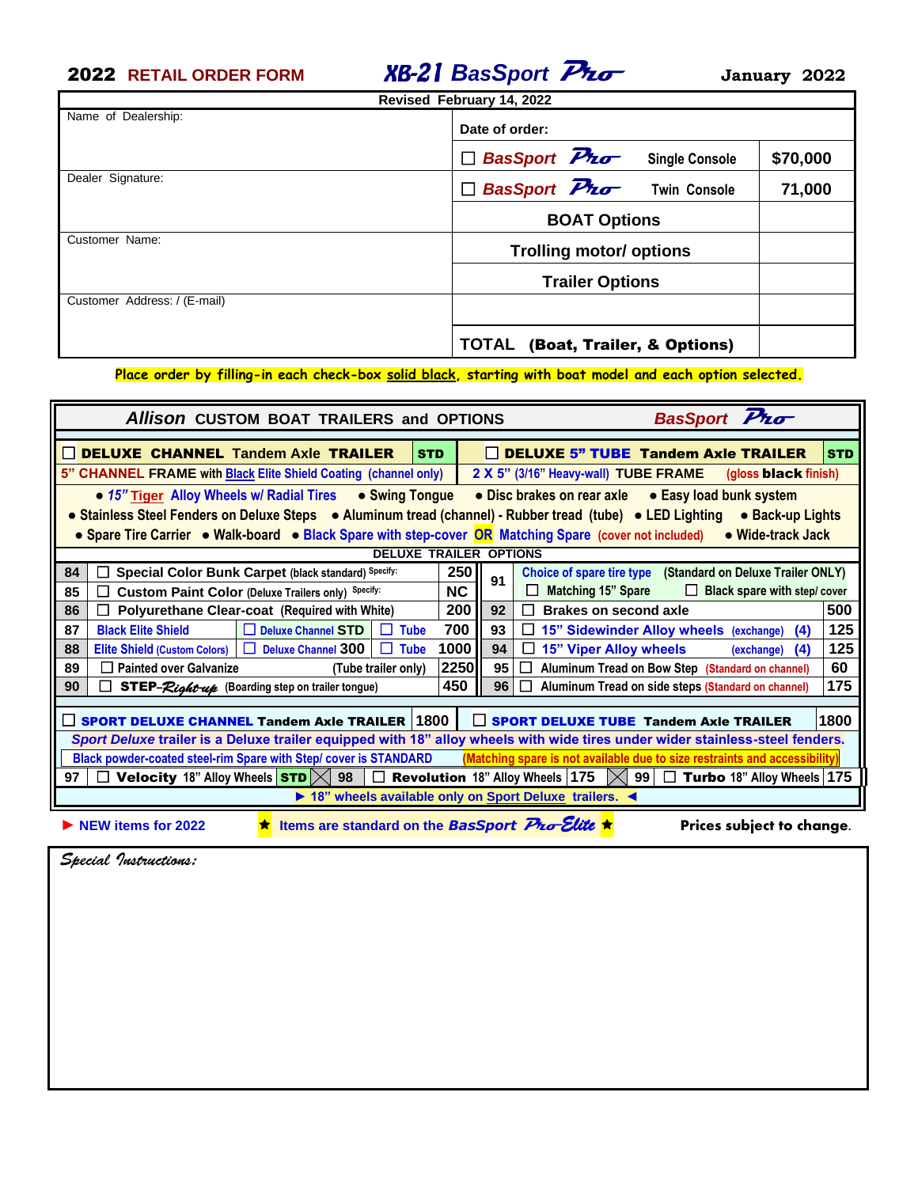# 2022 RETAIL ORDER FORM — XB-21 BasSport Pro — January 2022

| Revised February 14, 2022 | | |
|---|---|---|
| Name of Dealership: | Date of order: | |
| | ☐ BasSport Pro Single Console | $70,000 |
| Dealer Signature: | ☐ BasSport Pro Twin Console | 71,000 |
| | BOAT Options | |
| Customer Name: | Trolling motor/ options | |
| | Trailer Options | |
| Customer Address: / (E-mail) | | |
| | TOTAL (Boat, Trailer, & Options) | |

Place order by filling-in each check-box solid black, starting with boat model and each option selected.

## Allison CUSTOM BOAT TRAILERS and OPTIONS — BasSport Pro

| | |
|---|---|
| ☐ **DELUXE CHANNEL Tandem Axle TRAILER** — STD | ☐ **DELUXE 5" TUBE Tandem Axle TRAILER** — STD |
| 5" CHANNEL FRAME with Black Elite Shield Coating (channel only) | 2 X 5" (3/16" Heavy-wall) TUBE FRAME (gloss black finish) |

- 15" Tiger Alloy Wheels w/ Radial Tires • Swing Tongue • Disc brakes on rear axle • Easy load bunk system
- Stainless Steel Fenders on Deluxe Steps • Aluminum tread (channel) - Rubber tread (tube) • LED Lighting • Back-up Lights
- Spare Tire Carrier • Walk-board • Black Spare with step-cover OR Matching Spare (cover not included) • Wide-track Jack

### DELUXE TRAILER OPTIONS

| # | Option | Price | # | Option | Price |
|---|---|---|---|---|---|
| 84 | ☐ Special Color Bunk Carpet (black standard) Specify: | 250 | 91 | Choice of spare tire type (Standard on Deluxe Trailer ONLY) ☐ Matching 15" Spare ☐ Black spare with step/ cover | |
| 85 | ☐ Custom Paint Color (Deluxe Trailers only) Specify: | NC | | | |
| 86 | ☐ Polyurethane Clear-coat (Required with White) | 200 | 92 | ☐ Brakes on second axle | 500 |
| 87 | Black Elite Shield — ☐ Deluxe Channel STD — ☐ Tube | 700 | 93 | ☐ 15" Sidewinder Alloy wheels (exchange) (4) | 125 |
| 88 | Elite Shield (Custom Colors) — ☐ Deluxe Channel 300 — ☐ Tube | 1000 | 94 | ☐ 15" Viper Alloy wheels (exchange) (4) | 125 |
| 89 | ☐ Painted over Galvanize (Tube trailer only) | 2250 | 95 | ☐ Aluminum Tread on Bow Step (Standard on channel) | 60 |
| 90 | ☐ STEP-Right-up (Boarding step on trailer tongue) | 450 | 96 | ☐ Aluminum Tread on side steps (Standard on channel) | 175 |

| | | | |
|---|---|---|---|
| ☐ **SPORT DELUXE CHANNEL Tandem Axle TRAILER** | 1800 | ☐ **SPORT DELUXE TUBE Tandem Axle TRAILER** | 1800 |

*Sport Deluxe* trailer is a Deluxe trailer equipped with 18" alloy wheels with wide tires under wider stainless-steel fenders.

Black powder-coated steel-rim Spare with Step/ cover is STANDARD (Matching spare is not available due to size restraints and accessibility)

| # | Option | Price | # | Option | Price | # | Option | Price |
|---|---|---|---|---|---|---|---|---|
| 97 | ☐ Velocity 18" Alloy Wheels | STD | 98 | ☐ Revolution 18" Alloy Wheels | 175 | 99 | ☐ Turbo 18" Alloy Wheels | 175 |

► 18" wheels available only on Sport Deluxe trailers. ◄

► NEW items for 2022 — ★ Items are standard on the BasSport Pro Elite ★ — Prices subject to change.

*Special Instructions:*